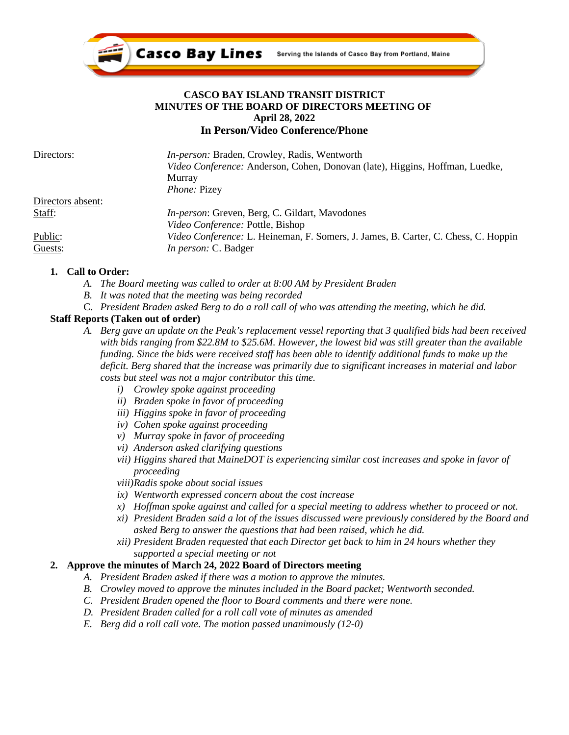Casco Bay Lines — Serving the Islands of Casco Bay from Portland, Maine

# CASCO BAY ISLAND TRANSIT DISTRICT
## MINUTES OF THE BOARD OF DIRECTORS MEETING OF
## April 28, 2022
## In Person/Video Conference/Phone

| | |
|---|---|
| Directors: | *In-person:* Braden, Crowley, Radis, Wentworth<br>*Video Conference:* Anderson, Cohen, Donovan (late), Higgins, Hoffman, Luedke, Murray<br>*Phone:* Pizey |
| Directors absent: | |
| Staff: | *In-person*: Greven, Berg, C. Gildart, Mavodones<br>*Video Conference:* Pottle, Bishop |
| Public: | *Video Conference:* L. Heineman, F. Somers, J. James, B. Carter, C. Chess, C. Hoppin |
| Guests: | *In person:* C. Badger |

**1. Call to Order:**

A. *The Board meeting was called to order at 8:00 AM by President Braden*
B. *It was noted that the meeting was being recorded*
C. *President Braden asked Berg to do a roll call of who was attending the meeting, which he did.*

**Staff Reports (Taken out of order)**

A. *Berg gave an update on the Peak's replacement vessel reporting that 3 qualified bids had been received with bids ranging from $22.8M to $25.6M. However, the lowest bid was still greater than the available funding. Since the bids were received staff has been able to identify additional funds to make up the deficit. Berg shared that the increase was primarily due to significant increases in material and labor costs but steel was not a major contributor this time.*
   i) *Crowley spoke against proceeding*
   ii) *Braden spoke in favor of proceeding*
   iii) *Higgins spoke in favor of proceeding*
   iv) *Cohen spoke against proceeding*
   v) *Murray spoke in favor of proceeding*
   vi) *Anderson asked clarifying questions*
   vii) *Higgins shared that MaineDOT is experiencing similar cost increases and spoke in favor of proceeding*
   viii) *Radis spoke about social issues*
   ix) *Wentworth expressed concern about the cost increase*
   x) *Hoffman spoke against and called for a special meeting to address whether to proceed or not.*
   xi) *President Braden said a lot of the issues discussed were previously considered by the Board and asked Berg to answer the questions that had been raised, which he did.*
   xii) *President Braden requested that each Director get back to him in 24 hours whether they supported a special meeting or not*

**2. Approve the minutes of March 24, 2022 Board of Directors meeting**

A. *President Braden asked if there was a motion to approve the minutes.*
B. *Crowley moved to approve the minutes included in the Board packet; Wentworth seconded.*
C. *President Braden opened the floor to Board comments and there were none.*
D. *President Braden called for a roll call vote of minutes as amended*
E. *Berg did a roll call vote. The motion passed unanimously (12-0)*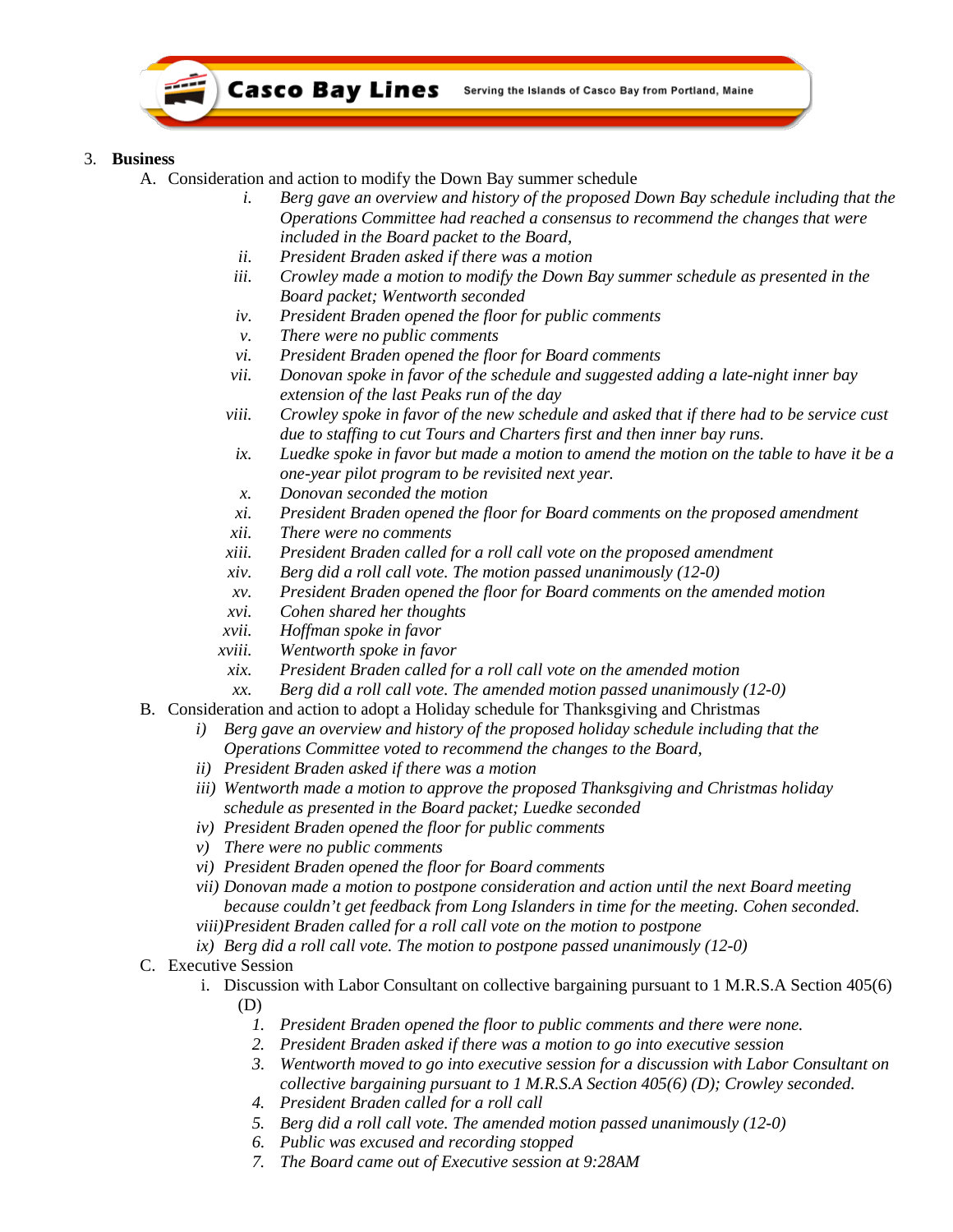3. **Business**

   A. Consideration and action to modify the Down Bay summer schedule

      i. *Berg gave an overview and history of the proposed Down Bay schedule including that the Operations Committee had reached a consensus to recommend the changes that were included in the Board packet to the Board,*
      ii. *President Braden asked if there was a motion*
      iii. *Crowley made a motion to modify the Down Bay summer schedule as presented in the Board packet; Wentworth seconded*
      iv. *President Braden opened the floor for public comments*
      v. *There were no public comments*
      vi. *President Braden opened the floor for Board comments*
      vii. *Donovan spoke in favor of the schedule and suggested adding a late-night inner bay extension of the last Peaks run of the day*
      viii. *Crowley spoke in favor of the new schedule and asked that if there had to be service cust due to staffing to cut Tours and Charters first and then inner bay runs.*
      ix. *Luedke spoke in favor but made a motion to amend the motion on the table to have it be a one-year pilot program to be revisited next year.*
      x. *Donovan seconded the motion*
      xi. *President Braden opened the floor for Board comments on the proposed amendment*
      xii. *There were no comments*
      xiii. *President Braden called for a roll call vote on the proposed amendment*
      xiv. *Berg did a roll call vote. The motion passed unanimously (12-0)*
      xv. *President Braden opened the floor for Board comments on the amended motion*
      xvi. *Cohen shared her thoughts*
      xvii. *Hoffman spoke in favor*
      xviii. *Wentworth spoke in favor*
      xix. *President Braden called for a roll call vote on the amended motion*
      xx. *Berg did a roll call vote. The amended motion passed unanimously (12-0)*

   B. Consideration and action to adopt a Holiday schedule for Thanksgiving and Christmas

      i) *Berg gave an overview and history of the proposed holiday schedule including that the Operations Committee voted to recommend the changes to the Board,*
      ii) *President Braden asked if there was a motion*
      iii) *Wentworth made a motion to approve the proposed Thanksgiving and Christmas holiday schedule as presented in the Board packet; Luedke seconded*
      iv) *President Braden opened the floor for public comments*
      v) *There were no public comments*
      vi) *President Braden opened the floor for Board comments*
      vii) *Donovan made a motion to postpone consideration and action until the next Board meeting because couldn't get feedback from Long Islanders in time for the meeting. Cohen seconded.*
      viii) *President Braden called for a roll call vote on the motion to postpone*
      ix) *Berg did a roll call vote. The motion to postpone passed unanimously (12-0)*

   C. Executive Session

      i. Discussion with Labor Consultant on collective bargaining pursuant to 1 M.R.S.A Section 405(6) (D)

         1. *President Braden opened the floor to public comments and there were none.*
         2. *President Braden asked if there was a motion to go into executive session*
         3. *Wentworth moved to go into executive session for a discussion with Labor Consultant on collective bargaining pursuant to 1 M.R.S.A Section 405(6) (D); Crowley seconded.*
         4. *President Braden called for a roll call*
         5. *Berg did a roll call vote. The amended motion passed unanimously (12-0)*
         6. *Public was excused and recording stopped*
         7. *The Board came out of Executive session at 9:28AM*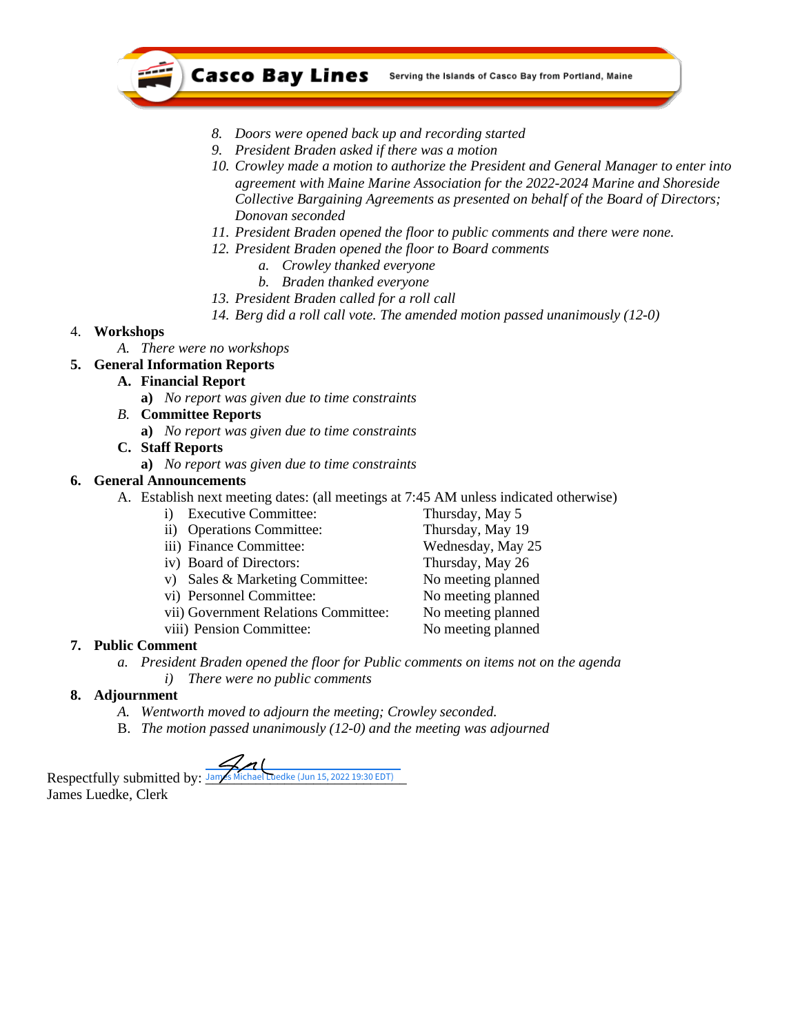8. *Doors were opened back up and recording started*
9. *President Braden asked if there was a motion*
10. *Crowley made a motion to authorize the President and General Manager to enter into agreement with Maine Marine Association for the 2022-2024 Marine and Shoreside Collective Bargaining Agreements as presented on behalf of the Board of Directors; Donovan seconded*
11. *President Braden opened the floor to public comments and there were none.*
12. *President Braden opened the floor to Board comments*
    a. *Crowley thanked everyone*
    b. *Braden thanked everyone*
13. *President Braden called for a roll call*
14. *Berg did a roll call vote. The amended motion passed unanimously (12-0)*

4. **Workshops**
   A. *There were no workshops*
5. **General Information Reports**
   **A. Financial Report**
      **a)** *No report was given due to time constraints*
   *B.* **Committee Reports**
      **a)** *No report was given due to time constraints*
   **C. Staff Reports**
      **a)** *No report was given due to time constraints*
6. **General Announcements**
   A. Establish next meeting dates: (all meetings at 7:45 AM unless indicated otherwise)

| | |
|---|---|
| i) Executive Committee: | Thursday, May 5 |
| ii) Operations Committee: | Thursday, May 19 |
| iii) Finance Committee: | Wednesday, May 25 |
| iv) Board of Directors: | Thursday, May 26 |
| v) Sales & Marketing Committee: | No meeting planned |
| vi) Personnel Committee: | No meeting planned |
| vii) Government Relations Committee: | No meeting planned |
| viii) Pension Committee: | No meeting planned |

7. **Public Comment**
   *a. President Braden opened the floor for Public comments on items not on the agenda*
      *i) There were no public comments*
8. **Adjournment**
   *A. Wentworth moved to adjourn the meeting; Crowley seconded.*
   B. *The motion passed unanimously (12-0) and the meeting was adjourned*

Respectfully submitted by: James Michael Luedke (Jun 15, 2022 19:30 EDT)
James Luedke, Clerk